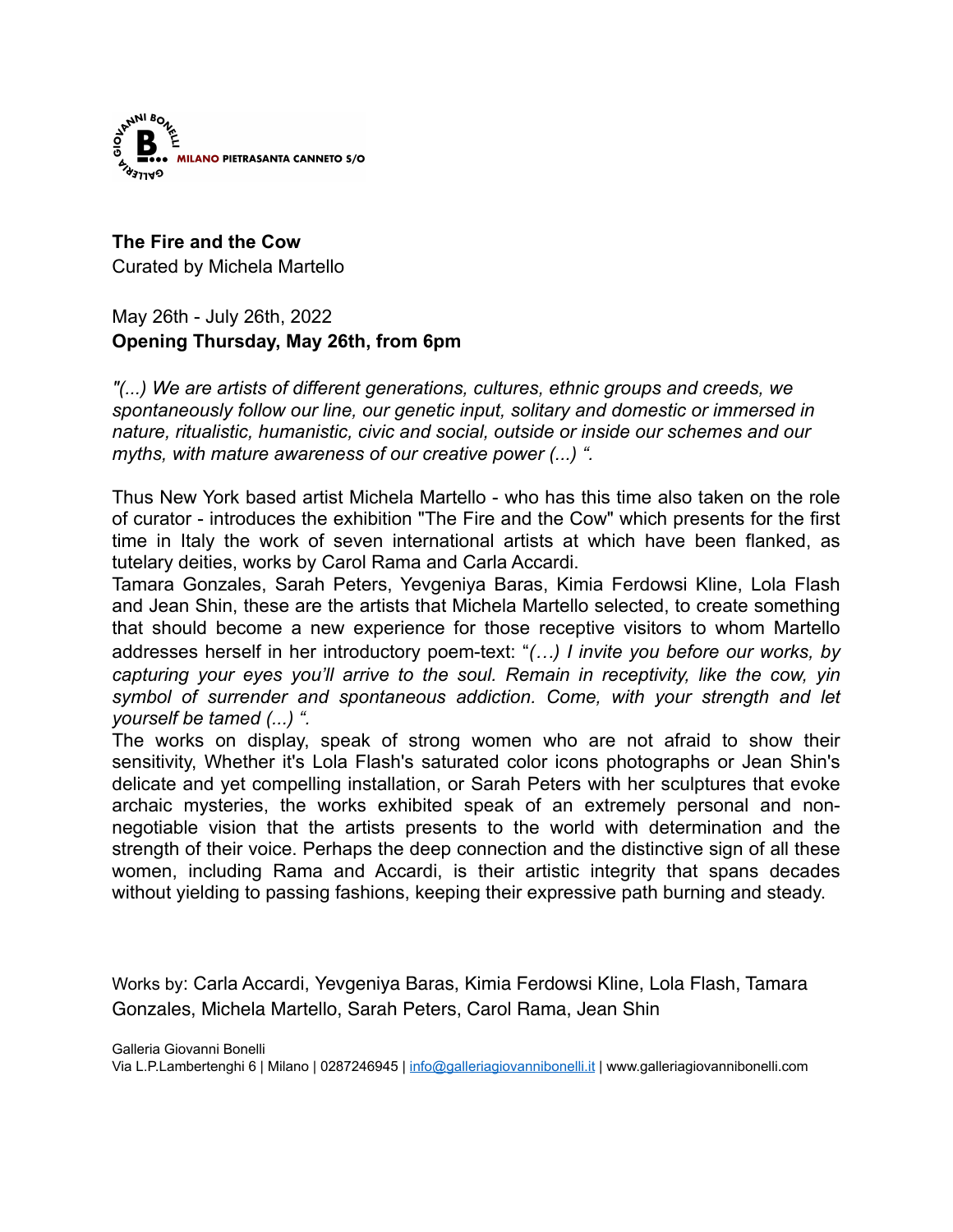**The Fire and the Cow**
Curated by Michela Martello

May 26th - July 26th, 2022
**Opening Thursday, May 26th, from 6pm**

*"(...) We are artists of different generations, cultures, ethnic groups and creeds, we spontaneously follow our line, our genetic input, solitary and domestic or immersed in nature, ritualistic, humanistic, civic and social, outside or inside our schemes and our myths, with mature awareness of our creative power (...) ".*

Thus New York based artist Michela Martello - who has this time also taken on the role of curator - introduces the exhibition "The Fire and the Cow" which presents for the first time in Italy the work of seven international artists at which have been flanked, as tutelary deities, works by Carol Rama and Carla Accardi.
Tamara Gonzales, Sarah Peters, Yevgeniya Baras, Kimia Ferdowsi Kline, Lola Flash and Jean Shin, these are the artists that Michela Martello selected, to create something that should become a new experience for those receptive visitors to whom Martello addresses herself in her introductory poem-text: "*(…) I invite you before our works, by capturing your eyes you'll arrive to the soul. Remain in receptivity, like the cow, yin symbol of surrender and spontaneous addiction. Come, with your strength and let yourself be tamed (...) ".*
The works on display, speak of strong women who are not afraid to show their sensitivity, Whether it's Lola Flash's saturated color icons photographs or Jean Shin's delicate and yet compelling installation, or Sarah Peters with her sculptures that evoke archaic mysteries, the works exhibited speak of an extremely personal and non-negotiable vision that the artists presents to the world with determination and the strength of their voice. Perhaps the deep connection and the distinctive sign of all these women, including Rama and Accardi, is their artistic integrity that spans decades without yielding to passing fashions, keeping their expressive path burning and steady.

Works by: Carla Accardi, Yevgeniya Baras, Kimia Ferdowsi Kline, Lola Flash, Tamara Gonzales, Michela Martello, Sarah Peters, Carol Rama, Jean Shin

Galleria Giovanni Bonelli
Via L.P.Lambertenghi 6 | Milano | 0287246945 | info@galleriagiovannibonelli.it | www.galleriagiovannibonelli.com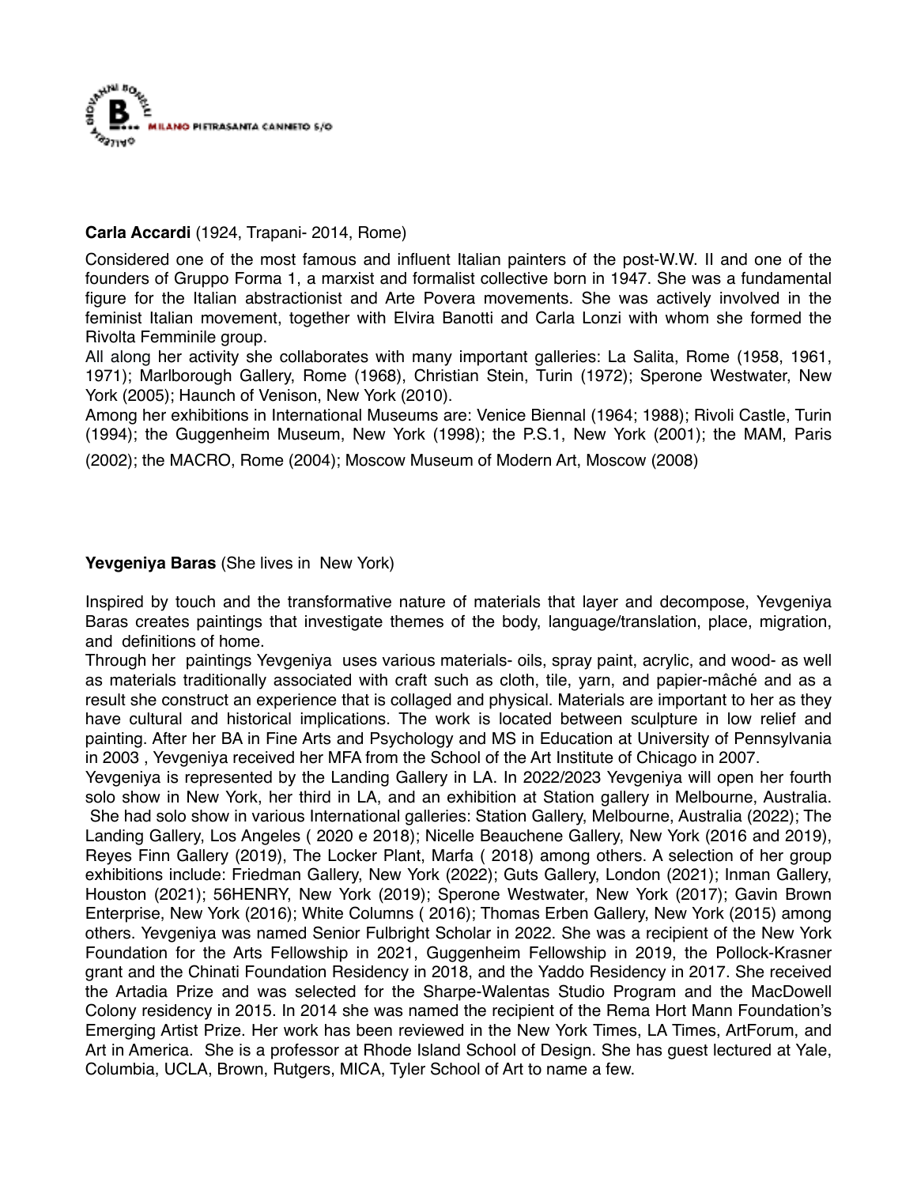**Carla Accardi** (1924, Trapani- 2014, Rome)

Considered one of the most famous and influent Italian painters of the post-W.W. II and one of the founders of Gruppo Forma 1, a marxist and formalist collective born in 1947. She was a fundamental figure for the Italian abstractionist and Arte Povera movements. She was actively involved in the feminist Italian movement, together with Elvira Banotti and Carla Lonzi with whom she formed the Rivolta Femminile group.
All along her activity she collaborates with many important galleries: La Salita, Rome (1958, 1961, 1971); Marlborough Gallery, Rome (1968), Christian Stein, Turin (1972); Sperone Westwater, New York (2005); Haunch of Venison, New York (2010).
Among her exhibitions in International Museums are: Venice Biennal (1964; 1988); Rivoli Castle, Turin (1994); the Guggenheim Museum, New York (1998); the P.S.1, New York (2001); the MAM, Paris (2002); the MACRO, Rome (2004); Moscow Museum of Modern Art, Moscow (2008)

**Yevgeniya Baras** (She lives in New York)

Inspired by touch and the transformative nature of materials that layer and decompose, Yevgeniya Baras creates paintings that investigate themes of the body, language/translation, place, migration, and definitions of home.
Through her paintings Yevgeniya uses various materials- oils, spray paint, acrylic, and wood- as well as materials traditionally associated with craft such as cloth, tile, yarn, and papier-mâché and as a result she construct an experience that is collaged and physical. Materials are important to her as they have cultural and historical implications. The work is located between sculpture in low relief and painting. After her BA in Fine Arts and Psychology and MS in Education at University of Pennsylvania in 2003 , Yevgeniya received her MFA from the School of the Art Institute of Chicago in 2007.
Yevgeniya is represented by the Landing Gallery in LA. In 2022/2023 Yevgeniya will open her fourth solo show in New York, her third in LA, and an exhibition at Station gallery in Melbourne, Australia. She had solo show in various International galleries: Station Gallery, Melbourne, Australia (2022); The Landing Gallery, Los Angeles ( 2020 e 2018); Nicelle Beauchene Gallery, New York (2016 and 2019), Reyes Finn Gallery (2019), The Locker Plant, Marfa ( 2018) among others. A selection of her group exhibitions include: Friedman Gallery, New York (2022); Guts Gallery, London (2021); Inman Gallery, Houston (2021); 56HENRY, New York (2019); Sperone Westwater, New York (2017); Gavin Brown Enterprise, New York (2016); White Columns ( 2016); Thomas Erben Gallery, New York (2015) among others. Yevgeniya was named Senior Fulbright Scholar in 2022. She was a recipient of the New York Foundation for the Arts Fellowship in 2021, Guggenheim Fellowship in 2019, the Pollock-Krasner grant and the Chinati Foundation Residency in 2018, and the Yaddo Residency in 2017. She received the Artadia Prize and was selected for the Sharpe-Walentas Studio Program and the MacDowell Colony residency in 2015. In 2014 she was named the recipient of the Rema Hort Mann Foundation's Emerging Artist Prize. Her work has been reviewed in the New York Times, LA Times, ArtForum, and Art in America. She is a professor at Rhode Island School of Design. She has guest lectured at Yale, Columbia, UCLA, Brown, Rutgers, MICA, Tyler School of Art to name a few.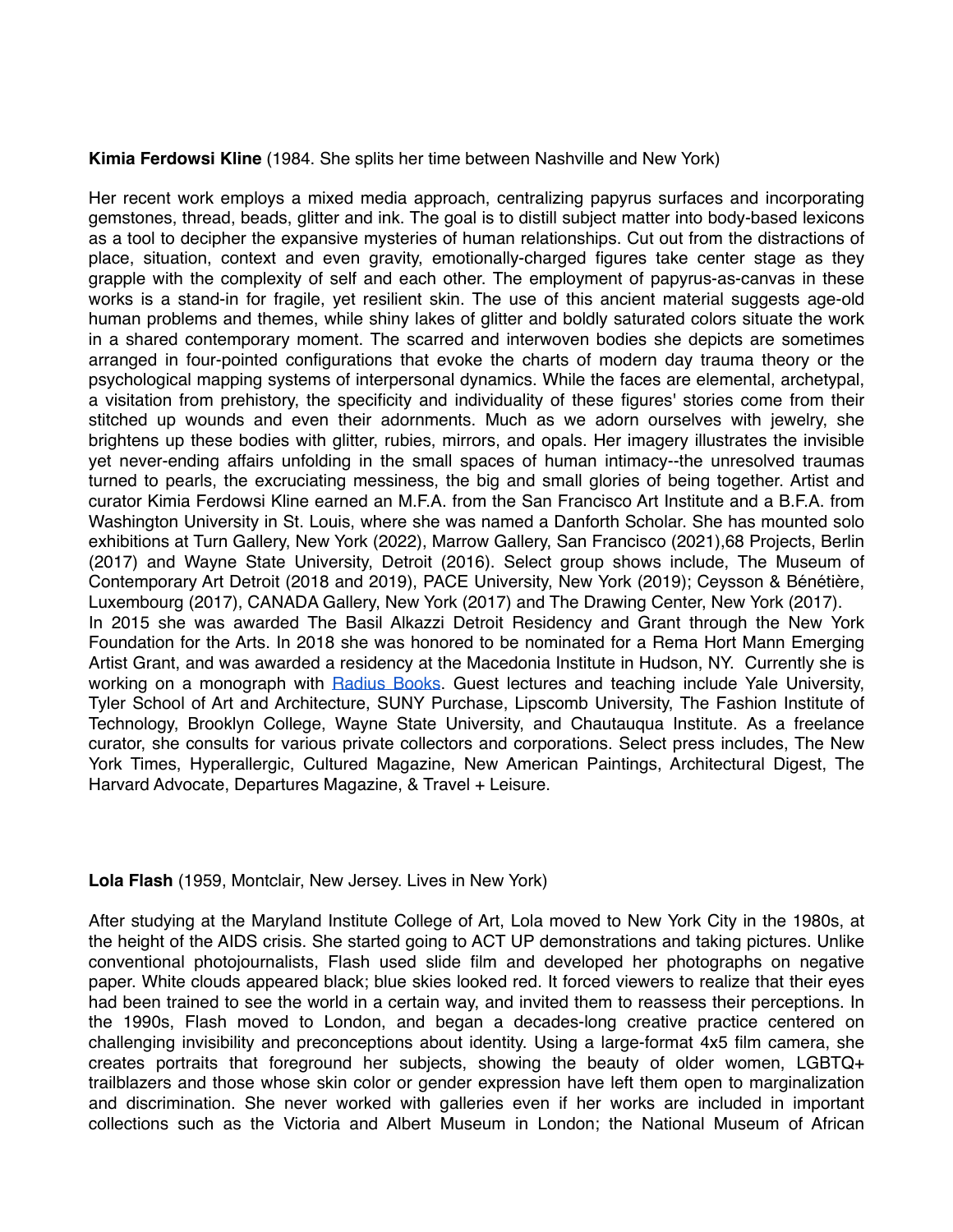**Kimia Ferdowsi Kline** (1984. She splits her time between Nashville and New York)

Her recent work employs a mixed media approach, centralizing papyrus surfaces and incorporating gemstones, thread, beads, glitter and ink. The goal is to distill subject matter into body-based lexicons as a tool to decipher the expansive mysteries of human relationships. Cut out from the distractions of place, situation, context and even gravity, emotionally-charged figures take center stage as they grapple with the complexity of self and each other. The employment of papyrus-as-canvas in these works is a stand-in for fragile, yet resilient skin. The use of this ancient material suggests age-old human problems and themes, while shiny lakes of glitter and boldly saturated colors situate the work in a shared contemporary moment. The scarred and interwoven bodies she depicts are sometimes arranged in four-pointed configurations that evoke the charts of modern day trauma theory or the psychological mapping systems of interpersonal dynamics. While the faces are elemental, archetypal, a visitation from prehistory, the specificity and individuality of these figures' stories come from their stitched up wounds and even their adornments. Much as we adorn ourselves with jewelry, she brightens up these bodies with glitter, rubies, mirrors, and opals. Her imagery illustrates the invisible yet never-ending affairs unfolding in the small spaces of human intimacy--the unresolved traumas turned to pearls, the excruciating messiness, the big and small glories of being together. Artist and curator Kimia Ferdowsi Kline earned an M.F.A. from the San Francisco Art Institute and a B.F.A. from Washington University in St. Louis, where she was named a Danforth Scholar. She has mounted solo exhibitions at Turn Gallery, New York (2022), Marrow Gallery, San Francisco (2021),68 Projects, Berlin (2017) and Wayne State University, Detroit (2016). Select group shows include, The Museum of Contemporary Art Detroit (2018 and 2019), PACE University, New York (2019); Ceysson & Bénétière, Luxembourg (2017), CANADA Gallery, New York (2017) and The Drawing Center, New York (2017).
In 2015 she was awarded The Basil Alkazzi Detroit Residency and Grant through the New York Foundation for the Arts. In 2018 she was honored to be nominated for a Rema Hort Mann Emerging Artist Grant, and was awarded a residency at the Macedonia Institute in Hudson, NY. Currently she is working on a monograph with Radius Books. Guest lectures and teaching include Yale University, Tyler School of Art and Architecture, SUNY Purchase, Lipscomb University, The Fashion Institute of Technology, Brooklyn College, Wayne State University, and Chautauqua Institute. As a freelance curator, she consults for various private collectors and corporations. Select press includes, The New York Times, Hyperallergic, Cultured Magazine, New American Paintings, Architectural Digest, The Harvard Advocate, Departures Magazine, & Travel + Leisure.

**Lola Flash** (1959, Montclair, New Jersey. Lives in New York)

After studying at the Maryland Institute College of Art, Lola moved to New York City in the 1980s, at the height of the AIDS crisis. She started going to ACT UP demonstrations and taking pictures. Unlike conventional photojournalists, Flash used slide film and developed her photographs on negative paper. White clouds appeared black; blue skies looked red. It forced viewers to realize that their eyes had been trained to see the world in a certain way, and invited them to reassess their perceptions. In the 1990s, Flash moved to London, and began a decades-long creative practice centered on challenging invisibility and preconceptions about identity. Using a large-format 4x5 film camera, she creates portraits that foreground her subjects, showing the beauty of older women, LGBTQ+ trailblazers and those whose skin color or gender expression have left them open to marginalization and discrimination. She never worked with galleries even if her works are included in important collections such as the Victoria and Albert Museum in London; the National Museum of African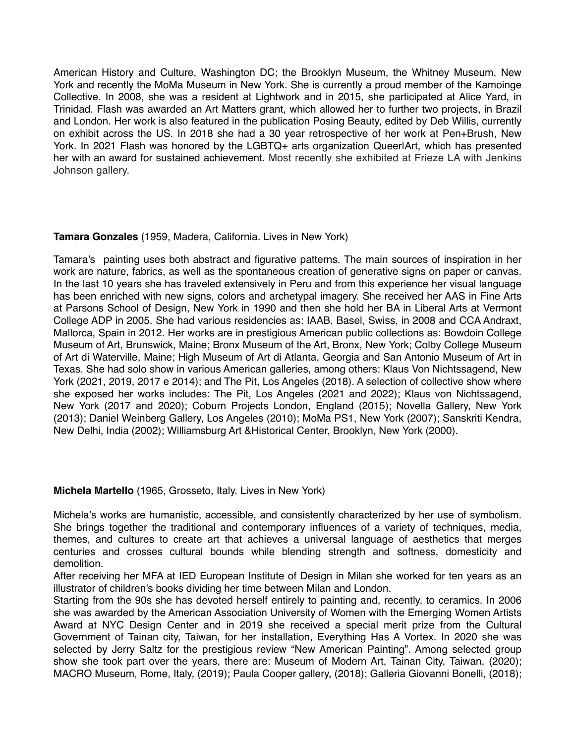American History and Culture, Washington DC; the Brooklyn Museum, the Whitney Museum, New York and recently the MoMa Museum in New York. She is currently a proud member of the Kamoinge Collective. In 2008, she was a resident at Lightwork and in 2015, she participated at Alice Yard, in Trinidad. Flash was awarded an Art Matters grant, which allowed her to further two projects, in Brazil and London. Her work is also featured in the publication Posing Beauty, edited by Deb Willis, currently on exhibit across the US. In 2018 she had a 30 year retrospective of her work at Pen+Brush, New York. In 2021 Flash was honored by the LGBTQ+ arts organization QueerlArt, which has presented her with an award for sustained achievement. Most recently she exhibited at Frieze LA with Jenkins Johnson gallery.

**Tamara Gonzales** (1959, Madera, California. Lives in New York)

Tamara's painting uses both abstract and figurative patterns. The main sources of inspiration in her work are nature, fabrics, as well as the spontaneous creation of generative signs on paper or canvas. In the last 10 years she has traveled extensively in Peru and from this experience her visual language has been enriched with new signs, colors and archetypal imagery. She received her AAS in Fine Arts at Parsons School of Design, New York in 1990 and then she hold her BA in Liberal Arts at Vermont College ADP in 2005. She had various residencies as: IAAB, Basel, Swiss, in 2008 and CCA Andraxt, Mallorca, Spain in 2012. Her works are in prestigious American public collections as: Bowdoin College Museum of Art, Brunswick, Maine; Bronx Museum of the Art, Bronx, New York; Colby College Museum of Art di Waterville, Maine; High Museum of Art di Atlanta, Georgia and San Antonio Museum of Art in Texas. She had solo show in various American galleries, among others: Klaus Von Nichtssagend, New York (2021, 2019, 2017 e 2014); and The Pit, Los Angeles (2018). A selection of collective show where she exposed her works includes: The Pit, Los Angeles (2021 and 2022); Klaus von Nichtssagend, New York (2017 and 2020); Coburn Projects London, England (2015); Novella Gallery, New York (2013); Daniel Weinberg Gallery, Los Angeles (2010); MoMa PS1, New York (2007); Sanskriti Kendra, New Delhi, India (2002); Williamsburg Art &Historical Center, Brooklyn, New York (2000).

**Michela Martello** (1965, Grosseto, Italy. Lives in New York)

Michela's works are humanistic, accessible, and consistently characterized by her use of symbolism. She brings together the traditional and contemporary influences of a variety of techniques, media, themes, and cultures to create art that achieves a universal language of aesthetics that merges centuries and crosses cultural bounds while blending strength and softness, domesticity and demolition.

After receiving her MFA at IED European Institute of Design in Milan she worked for ten years as an illustrator of children's books dividing her time between Milan and London.

Starting from the 90s she has devoted herself entirely to painting and, recently, to ceramics. In 2006 she was awarded by the American Association University of Women with the Emerging Women Artists Award at NYC Design Center and in 2019 she received a special merit prize from the Cultural Government of Tainan city, Taiwan, for her installation, Everything Has A Vortex. In 2020 she was selected by Jerry Saltz for the prestigious review "New American Painting". Among selected group show she took part over the years, there are: Museum of Modern Art, Tainan City, Taiwan, (2020); MACRO Museum, Rome, Italy, (2019); Paula Cooper gallery, (2018); Galleria Giovanni Bonelli, (2018);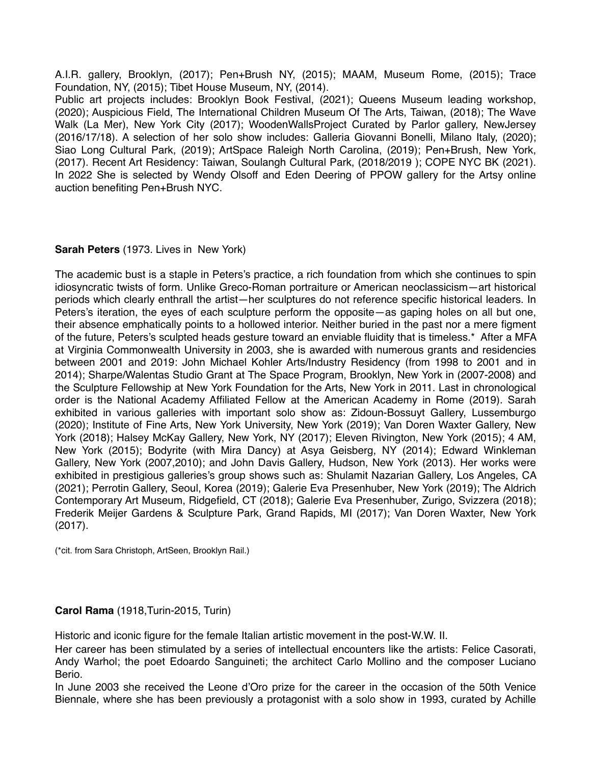A.I.R. gallery, Brooklyn, (2017); Pen+Brush NY, (2015); MAAM, Museum Rome, (2015); Trace Foundation, NY, (2015); Tibet House Museum, NY, (2014).
Public art projects includes: Brooklyn Book Festival, (2021); Queens Museum leading workshop, (2020); Auspicious Field, The International Children Museum Of The Arts, Taiwan, (2018); The Wave Walk (La Mer), New York City (2017); WoodenWallsProject Curated by Parlor gallery, NewJersey (2016/17/18). A selection of her solo show includes: Galleria Giovanni Bonelli, Milano Italy, (2020); Siao Long Cultural Park, (2019); ArtSpace Raleigh North Carolina, (2019); Pen+Brush, New York, (2017). Recent Art Residency: Taiwan, Soulangh Cultural Park, (2018/2019 ); COPE NYC BK (2021). In 2022 She is selected by Wendy Olsoff and Eden Deering of PPOW gallery for the Artsy online auction benefiting Pen+Brush NYC.

**Sarah Peters** (1973. Lives in  New York)

The academic bust is a staple in Peters's practice, a rich foundation from which she continues to spin idiosyncratic twists of form. Unlike Greco-Roman portraiture or American neoclassicism—art historical periods which clearly enthrall the artist—her sculptures do not reference specific historical leaders. In Peters's iteration, the eyes of each sculpture perform the opposite—as gaping holes on all but one, their absence emphatically points to a hollowed interior. Neither buried in the past nor a mere figment of the future, Peters's sculpted heads gesture toward an enviable fluidity that is timeless.*  After a MFA at Virginia Commonwealth University in 2003, she is awarded with numerous grants and residencies between 2001 and 2019: John Michael Kohler Arts/Industry Residency (from 1998 to 2001 and in 2014); Sharpe/Walentas Studio Grant at The Space Program, Brooklyn, New York in (2007-2008) and the Sculpture Fellowship at New York Foundation for the Arts, New York in 2011. Last in chronological order is the National Academy Affiliated Fellow at the American Academy in Rome (2019). Sarah exhibited in various galleries with important solo show as: Zidoun-Bossuyt Gallery, Lussemburgo (2020); Institute of Fine Arts, New York University, New York (2019); Van Doren Waxter Gallery, New York (2018); Halsey McKay Gallery, New York, NY (2017); Eleven Rivington, New York (2015); 4 AM, New York (2015); Bodyrite (with Mira Dancy) at Asya Geisberg, NY (2014); Edward Winkleman Gallery, New York (2007,2010); and John Davis Gallery, Hudson, New York (2013). Her works were exhibited in prestigious galleries's group shows such as: Shulamit Nazarian Gallery, Los Angeles, CA (2021); Perrotin Gallery, Seoul, Korea (2019); Galerie Eva Presenhuber, New York (2019); The Aldrich Contemporary Art Museum, Ridgefield, CT (2018); Galerie Eva Presenhuber, Zurigo, Svizzera (2018); Frederik Meijer Gardens & Sculpture Park, Grand Rapids, MI (2017); Van Doren Waxter, New York (2017).

(*cit. from Sara Christoph, ArtSeen, Brooklyn Rail.)

**Carol Rama** (1918,Turin-2015, Turin)

Historic and iconic figure for the female Italian artistic movement in the post-W.W. II.
Her career has been stimulated by a series of intellectual encounters like the artists: Felice Casorati, Andy Warhol; the poet Edoardo Sanguineti; the architect Carlo Mollino and the composer Luciano Berio.
In June 2003 she received the Leone d'Oro prize for the career in the occasion of the 50th Venice Biennale, where she has been previously a protagonist with a solo show in 1993, curated by Achille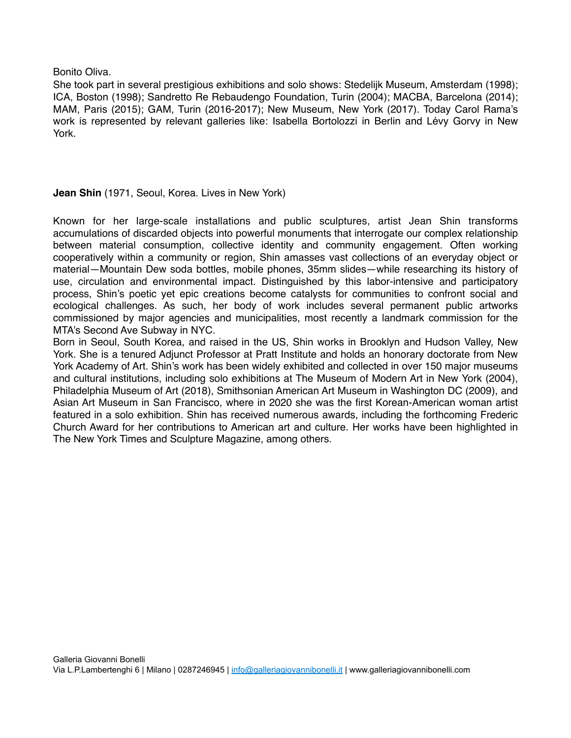Bonito Oliva.
She took part in several prestigious exhibitions and solo shows: Stedelijk Museum, Amsterdam (1998); ICA, Boston (1998); Sandretto Re Rebaudengo Foundation, Turin (2004); MACBA, Barcelona (2014); MAM, Paris (2015); GAM, Turin (2016-2017); New Museum, New York (2017). Today Carol Rama's work is represented by relevant galleries like: Isabella Bortolozzi in Berlin and Lévy Gorvy in New York.

**Jean Shin** (1971, Seoul, Korea. Lives in New York)

Known for her large-scale installations and public sculptures, artist Jean Shin transforms accumulations of discarded objects into powerful monuments that interrogate our complex relationship between material consumption, collective identity and community engagement. Often working cooperatively within a community or region, Shin amasses vast collections of an everyday object or material—Mountain Dew soda bottles, mobile phones, 35mm slides—while researching its history of use, circulation and environmental impact. Distinguished by this labor-intensive and participatory process, Shin's poetic yet epic creations become catalysts for communities to confront social and ecological challenges. As such, her body of work includes several permanent public artworks commissioned by major agencies and municipalities, most recently a landmark commission for the MTA's Second Ave Subway in NYC.
Born in Seoul, South Korea, and raised in the US, Shin works in Brooklyn and Hudson Valley, New York. She is a tenured Adjunct Professor at Pratt Institute and holds an honorary doctorate from New York Academy of Art. Shin's work has been widely exhibited and collected in over 150 major museums and cultural institutions, including solo exhibitions at The Museum of Modern Art in New York (2004), Philadelphia Museum of Art (2018), Smithsonian American Art Museum in Washington DC (2009), and Asian Art Museum in San Francisco, where in 2020 she was the first Korean-American woman artist featured in a solo exhibition. Shin has received numerous awards, including the forthcoming Frederic Church Award for her contributions to American art and culture. Her works have been highlighted in The New York Times and Sculpture Magazine, among others.

Galleria Giovanni Bonelli
Via L.P.Lambertenghi 6 | Milano | 0287246945 | info@galleriagiovannibonelli.it | www.galleriagiovannibonelli.com